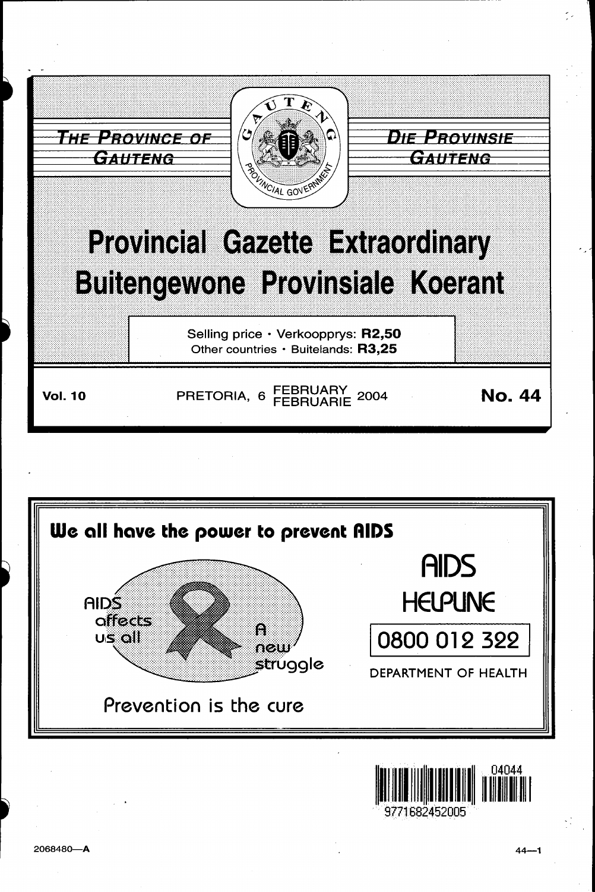**THE PROVINCE OF GAUTENG**

**DIE PROVINSIE GAUTENG**

# Provincial Gazette Extraordinary
# Buitengewone Provinsiale Koerant

Selling price · Verkoopprys: **R2,50**
Other countries · Buitelande: **R3,25**

**Vol. 10** PRETORIA, 6 FEBRUARY / FEBRUARIE 2004 **No. 44**

**We all have the power to prevent AIDS**

AIDS affects us all

A new struggle

Prevention is the cure

**AIDS HELPLINE**

**0800 012 322**

DEPARTMENT OF HEALTH

04044

9771682452005

2068480—A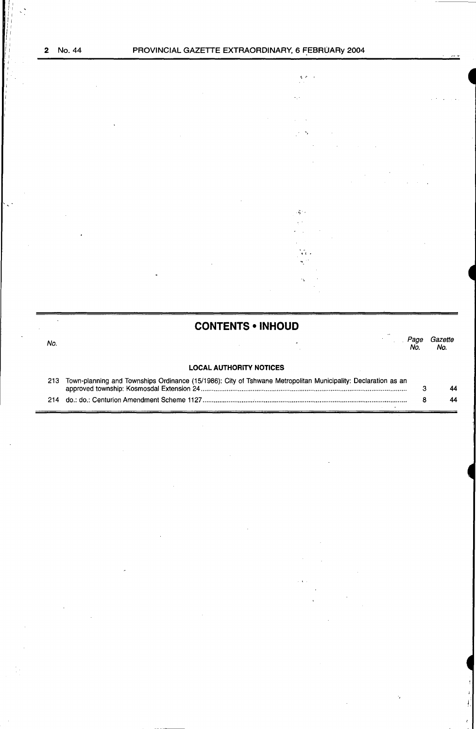## CONTENTS • INHOUD

| No. | | Page No. | Gazette No. |
|---|---|---|---|
| | **LOCAL AUTHORITY NOTICES** | | |
| 213 | Town-planning and Townships Ordinance (15/1986): City of Tshwane Metropolitan Municipality: Declaration as an approved township: Kosmosdal Extension 24 | 3 | 44 |
| 214 | do.: do.: Centurion Amendment Scheme 1127 | 8 | 44 |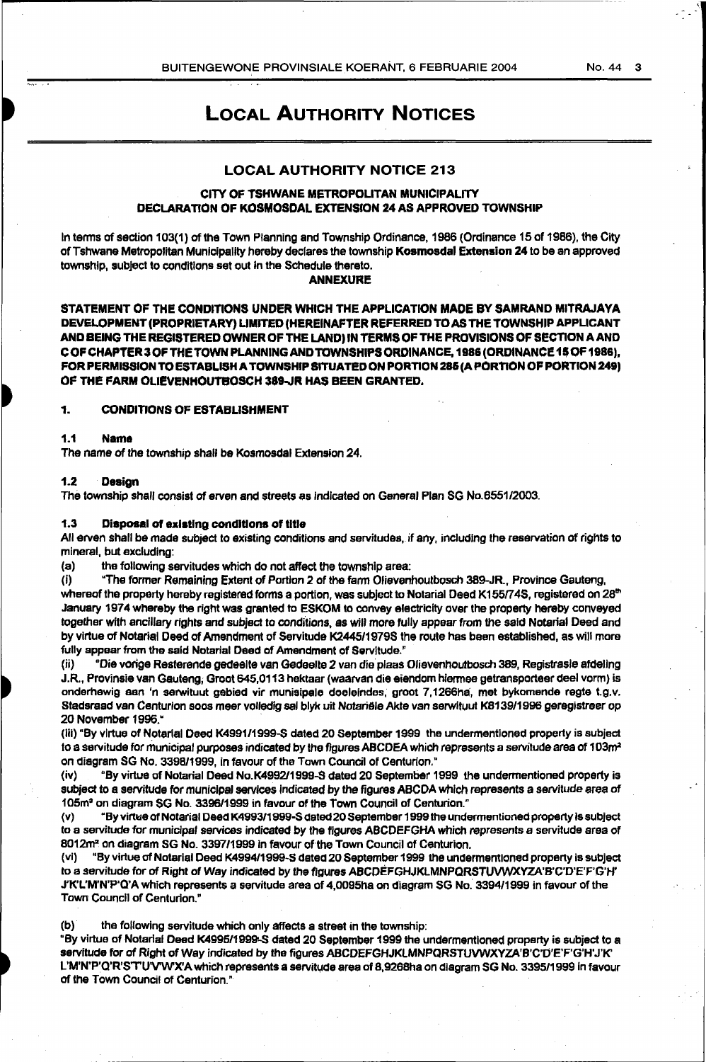# LOCAL AUTHORITY NOTICES

## LOCAL AUTHORITY NOTICE 213

### CITY OF TSHWANE METROPOLITAN MUNICIPALITY
### DECLARATION OF KOSMOSDAL EXTENSION 24 AS APPROVED TOWNSHIP

In terms of section 103(1) of the Town Planning and Township Ordinance, 1986 (Ordinance 15 of 1986), the City of Tshwane Metropolitan Municipality hereby declares the township **Kosmosdal Extension 24** to be an approved township, subject to conditions set out in the Schedule thereto.

**ANNEXURE**

**STATEMENT OF THE CONDITIONS UNDER WHICH THE APPLICATION MADE BY SAMRAND MITRAJAYA DEVELOPMENT (PROPRIETARY) LIMITED (HEREINAFTER REFERRED TO AS THE TOWNSHIP APPLICANT AND BEING THE REGISTERED OWNER OF THE LAND) IN TERMS OF THE PROVISIONS OF SECTION A AND C OF CHAPTER 3 OF THE TOWN PLANNING AND TOWNSHIPS ORDINANCE, 1986 (ORDINANCE 15 OF 1986), FOR PERMISSION TO ESTABLISH A TOWNSHIP SITUATED ON PORTION 285 (A PORTION OF PORTION 249) OF THE FARM OLIEVENHOUTBOSCH 389-JR HAS BEEN GRANTED.**

**1. CONDITIONS OF ESTABLISHMENT**

**1.1 Name**

The name of the township shall be Kosmosdal Extension 24.

**1.2 Design**

The township shall consist of erven and streets as indicated on General Plan SG No.6551/2003.

**1.3 Disposal of existing conditions of title**

All erven shall be made subject to existing conditions and servitudes, if any, including the reservation of rights to mineral, but excluding:

(a) the following servitudes which do not affect the township area:

(i) "The former Remaining Extent of Portion 2 of the farm Olievenhoutbosch 389-JR., Province Gauteng, whereof the property hereby registered forms a portion, was subject to Notarial Deed K155/74S, registered on 28th January 1974 whereby the right was granted to ESKOM to convey electricity over the property hereby conveyed together with ancillary rights and subject to conditions, as will more fully appear from the said Notarial Deed and by virtue of Notarial Deed of Amendment of Servitude K2445/1979S the route has been established, as will more fully appear from the said Notarial Deed of Amendment of Servitude."

(ii) "Die vorige Resterende gedeelte van Gedeelte 2 van die plaas Olievenhoutbosch 389, Registrasie afdeling J.R., Provinsie van Gauteng, Groot 645,0113 hektaar (waarvan die eiendom hiermee getransporteer deel vorm) is onderhewig aan 'n serwituut gebied vir munisipale doeleindes, groot 7,1266ha, met bykomende regte t.g.v. Stadsraad van Centurion soos meer volledig sal blyk uit Notariële Akte van serwituut K8139/1996 geregistreer op 20 November 1996."

(iii) "By virtue of Notarial Deed K4991/1999-S dated 20 September 1999 the undermentioned property is subject to a servitude for municipal purposes indicated by the figures ABCDEA which represents a servitude area of 103m² on diagram SG No. 3398/1999, in favour of the Town Council of Centurion."

(iv) "By virtue of Notarial Deed No.K4992/1999-S dated 20 September 1999 the undermentioned property is subject to a servitude for municipal services indicated by the figures ABCDA which represents a servitude area of 105m² on diagram SG No. 3396/1999 in favour of the Town Council of Centurion."

(v) "By virtue of Notarial Deed K4993/1999-S dated 20 September 1999 the undermentioned property is subject to a servitude for municipal services indicated by the figures ABCDEFGHA which represents a servitude area of 8012m² on diagram SG No. 3397/1999 in favour of the Town Council of Centurion.

(vi) "By virtue of Notarial Deed K4994/1999-S dated 20 September 1999 the undermentioned property is subject to a servitude for of Right of Way indicated by the figures ABCDEFGHJKLMNPQRSTUVWXYZA'B'C'D'E'F'G'H' J'K'L'M'N'P'Q'A which represents a servitude area of 4,0095ha on diagram SG No. 3394/1999 in favour of the Town Council of Centurion."

(b) the following servitude which only affects a street in the township:

"By virtue of Notarial Deed K4995/1999-S dated 20 September 1999 the undermentioned property is subject to a servitude for of Right of Way indicated by the figures ABCDEFGHJKLMNPQRSTUVWXYZA'B'C'D'E'F'G'H'J'K' L'M'N'P'Q'R'S'T'U'V'W'X'A which represents a servitude area of 8,9268ha on diagram SG No. 3395/1999 in favour of the Town Council of Centurion."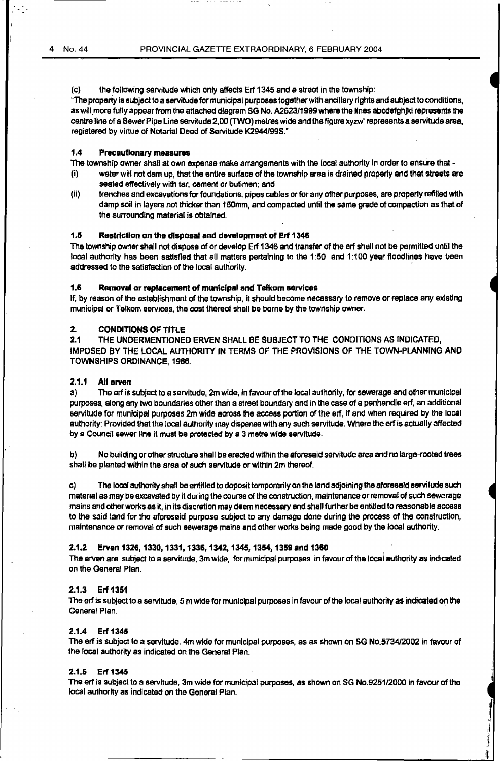(c) the following servitude which only affects Erf 1345 and a street in the township:

"The property is subject to a servitude for municipal purposes together with ancillary rights and subject to conditions, as will more fully appear from the attached diagram SG No. A2623/1999 where the lines abcdefghjkl represents the centre line of a Sewer Pipe Line servitude 2,00 (TWO) metres wide and the figure xyzw' represents a servitude area, registered by virtue of Notarial Deed of Servitude K2944/99S."

### 1.4 Precautionary measures

The township owner shall at own expense make arrangements with the local authority in order to ensure that -

(i) water will not dam up, that the entire surface of the township area is drained properly and that streets are sealed effectively with tar, cement or butimen; and

(ii) trenches and excavations for foundations, pipes cables or for any other purposes, are properly refilled with damp soil in layers not thicker than 150mm, and compacted until the same grade of compaction as that of the surrounding material is obtained.

### 1.5 Restriction on the disposal and development of Erf 1346

The township owner shall not dispose of or develop Erf 1346 and transfer of the erf shall not be permitted until the local authority has been satisfied that all matters pertaining to the 1:50 and 1:100 year floodlines have been addressed to the satisfaction of the local authority.

### 1.6 Removal or replacement of municipal and Telkom services

If, by reason of the establishment of the township, it should become necessary to remove or replace any existing municipal or Telkom services, the cost thereof shall be borne by the township owner.

## 2. CONDITIONS OF TITLE

### 2.1 THE UNDERMENTIONED ERVEN SHALL BE SUBJECT TO THE CONDITIONS AS INDICATED, IMPOSED BY THE LOCAL AUTHORITY IN TERMS OF THE PROVISIONS OF THE TOWN-PLANNING AND TOWNSHIPS ORDINANCE, 1986.

#### 2.1.1 All erven

a) The erf is subject to a servitude, 2m wide, in favour of the local authority, for sewerage and other municipal purposes, along any two boundaries other than a street boundary and in the case of a panhandle erf, an additional servitude for municipal purposes 2m wide across the access portion of the erf, if and when required by the local authority: Provided that the local authority may dispense with any such servitude. Where the erf is actually affected by a Council sewer line it must be protected by a 3 metre wide servitude.

b) No building or other structure shall be erected within the aforesaid servitude area and no large-rooted trees shall be planted within the area of such servitude or within 2m thereof.

c) The local authority shall be entitled to deposit temporarily on the land adjoining the aforesaid servitude such material as may be excavated by it during the course of the construction, maintenance or removal of such sewerage mains and other works as it, in its discretion may deem necessary and shall further be entitled to reasonable access to the said land for the aforesaid purpose subject to any damage done during the process of the construction, maintenance or removal of such sewerage mains and other works being made good by the local authority.

#### 2.1.2 Erven 1326, 1330, 1331, 1336, 1342, 1345, 1354, 1359 and 1360

The erven are subject to a servitude, 3m wide, for municipal purposes in favour of the local authority as indicated on the General Plan.

#### 2.1.3 Erf 1351

The erf is subject to a servitude, 5 m wide for municipal purposes in favour of the local authority as indicated on the General Plan.

#### 2.1.4 Erf 1345

The erf is subject to a servitude, 4m wide for municipal purposes, as as shown on SG No.5734/2002 in favour of the local authority as indicated on the General Plan.

#### 2.1.5 Erf 1345

The erf is subject to a servitude, 3m wide for municipal purposes, as shown on SG No.9251/2000 in favour of the local authority as indicated on the General Plan.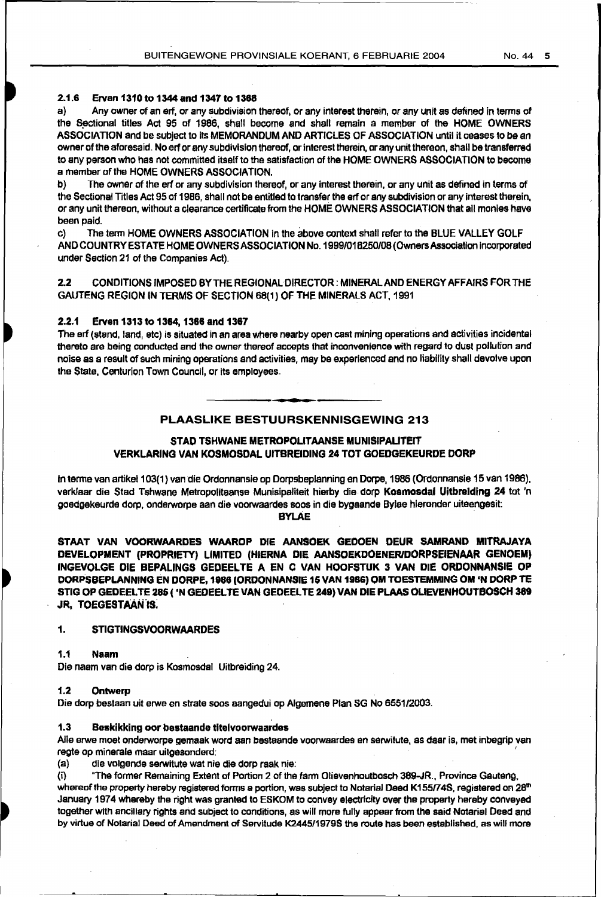#### 2.1.6 Erven 1310 to 1344 and 1347 to 1368

a) Any owner of an erf, or any subdivision thereof, or any interest therein, or any unit as defined in terms of the Sectional titles Act 95 of 1986, shall become and shall remain a member of the HOME OWNERS ASSOCIATION and be subject to its MEMORANDUM AND ARTICLES OF ASSOCIATION until it ceases to be an owner of the aforesaid. No erf or any subdivision thereof, or interest therein, or any unit thereon, shall be transferred to any person who has not committed itself to the satisfaction of the HOME OWNERS ASSOCIATION to become a member of the HOME OWNERS ASSOCIATION.

b) The owner of the erf or any subdivision thereof, or any interest therein, or any unit as defined in terms of the Sectional Titles Act 95 of 1986, shall not be entitled to transfer the erf or any subdivision or any interest therein, or any unit thereon, without a clearance certificate from the HOME OWNERS ASSOCIATION that all monies have been paid.

c) The term HOME OWNERS ASSOCIATION in the above context shall refer to the BLUE VALLEY GOLF AND COUNTRY ESTATE HOME OWNERS ASSOCIATION No. 1999/018250/08 (Owners Association incorporated under Section 21 of the Companies Act).

### 2.2 CONDITIONS IMPOSED BY THE REGIONAL DIRECTOR : MINERAL AND ENERGY AFFAIRS FOR THE GAUTENG REGION IN TERMS OF SECTION 68(1) OF THE MINERALS ACT, 1991

#### 2.2.1 Erven 1313 to 1364, 1366 and 1367

The erf (stand, land, etc) is situated in an area where nearby open cast mining operations and activities incidental thereto are being conducted and the owner thereof accepts that inconvenience with regard to dust pollution and noise as a result of such mining operations and activities, may be experienced and no liability shall devolve upon the State, Centurion Town Council, or its employees.

## PLAASLIKE BESTUURSKENNISGEWING 213

### STAD TSHWANE METROPOLITAANSE MUNISIPALITEIT

### VERKLARING VAN KOSMOSDAL UITBREIDING 24 TOT GOEDGEKEURDE DORP

In terme van artikel 103(1) van die Ordonnansie op Dorpsbeplanning en Dorpe, 1986 (Ordonnansie 15 van 1986), verklaar die Stad Tshwane Metropolitaanse Munisipaliteit hierby die dorp **Kosmosdal Uitbreiding 24** tot 'n goedgekeurde dorp, onderworpe aan die voorwaardes soos in die bygaande Bylae hieronder uiteengesit:

**BYLAE**

**STAAT VAN VOORWAARDES WAAROP DIE AANSOEK GEDOEN DEUR SAMRAND MITRAJAYA DEVELOPMENT (PROPRIETY) LIMITED (HIERNA DIE AANSOEKDOENER/DORPSEIENAAR GENOEM) INGEVOLGE DIE BEPALINGS GEDEELTE A EN C VAN HOOFSTUK 3 VAN DIE ORDONNANSIE OP DORPSBEPLANNING EN DORPE, 1986 (ORDONNANSIE 15 VAN 1986) OM TOESTEMMING OM 'N DORP TE STIG OP GEDEELTE 285 ( 'N GEDEELTE VAN GEDEELTE 249) VAN DIE PLAAS OLIEVENHOUTBOSCH 389 JR, TOEGESTAAN IS.**

### 1. STIGTINGSVOORWAARDES

#### 1.1 Naam

Die naam van die dorp is Kosmosdal Uitbreiding 24.

#### 1.2 Ontwerp

Die dorp bestaan uit erwe en strate soos aangedui op Algemene Plan SG No 6551/2003.

#### 1.3 Beskikking oor bestaande titelvoorwaardes

Alle erwe moet onderworpe gemaak word aan bestaande voorwaardes en serwitute, as daar is, met inbegrip van regte op minerale maar uitgesonderd:

(a) die volgende serwitute wat nie die dorp raak nie:

(i) "The former Remaining Extent of Portion 2 of the farm Olievenhoutbosch 389-JR., Province Gauteng, whereof the property hereby registered forms a portion, was subject to Notarial Deed K155/74S, registered on 28th January 1974 whereby the right was granted to ESKOM to convey electricity over the property hereby conveyed together with ancillary rights and subject to conditions, as will more fully appear from the said Notarial Deed and by virtue of Notarial Deed of Amendment of Servitude K2445/1979S the route has been established, as will more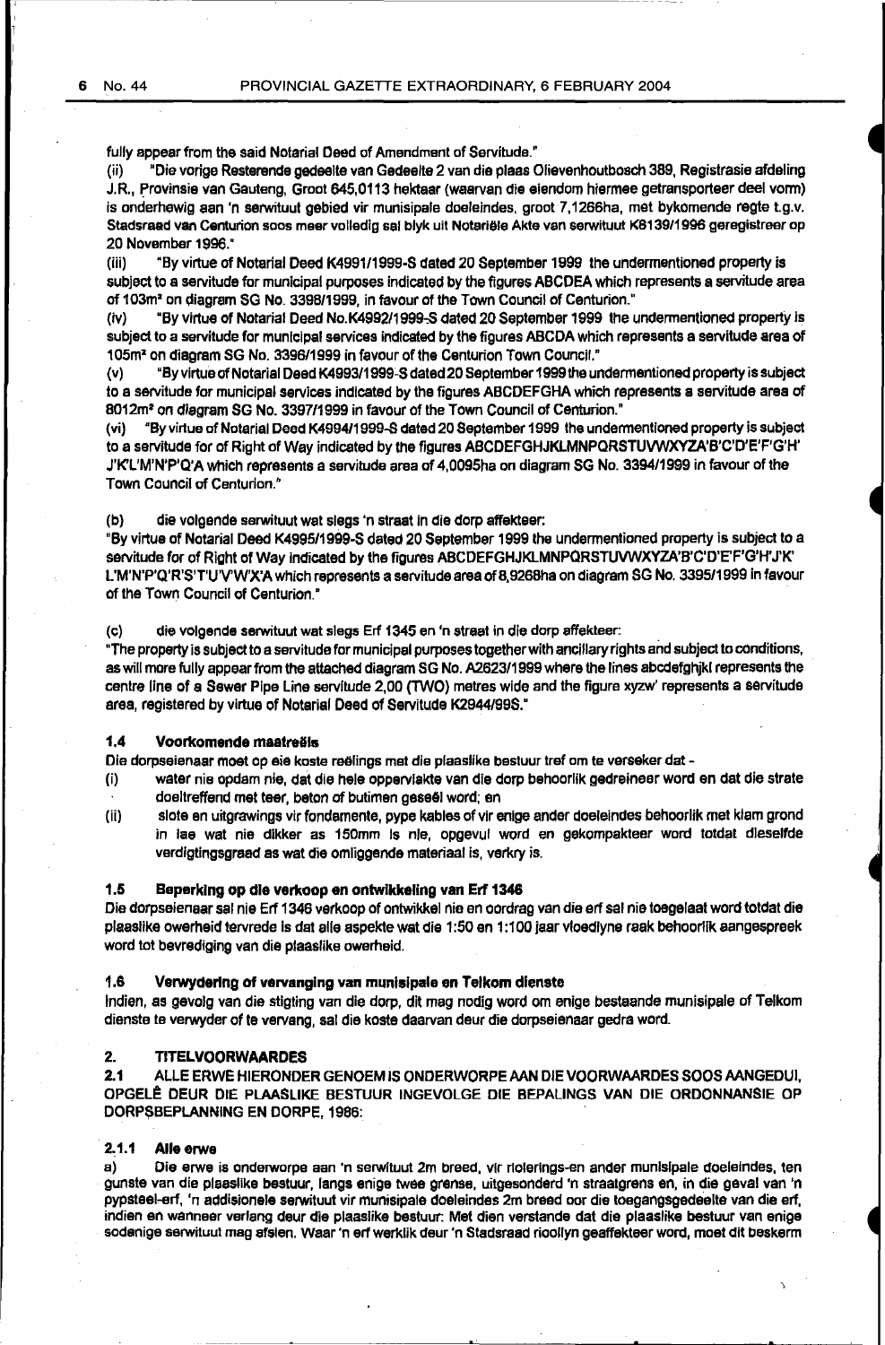fully appear from the said Notarial Deed of Amendment of Servitude."

(ii) "Die vorige Resterende gedeelte van Gedeelte 2 van die plaas Olievenhoutbosch 389, Registrasie afdeling J.R., Provinsie van Gauteng, Groot 645,0113 hektaar (waarvan die eiendom hiermee getransporteer deel vorm) is onderhewig aan 'n serwituut gebied vir munisipale doeleindes, groot 7,1266ha, met bykomende regte t.g.v. Stadsraad van Centurion soos meer volledig sal blyk uit Notariële Akte van serwituut K8139/1996 geregistreer op 20 November 1996."

(iii) "By virtue of Notarial Deed K4991/1999-S dated 20 September 1999 the undermentioned property is subject to a servitude for municipal purposes indicated by the figures ABCDEA which represents a servitude area of 103m² on diagram SG No. 3398/1999, in favour of the Town Council of Centurion."

(iv) "By virtue of Notarial Deed No.K4992/1999-S dated 20 September 1999 the undermentioned property is subject to a servitude for municipal services indicated by the figures ABCDA which represents a servitude area of 105m² on diagram SG No. 3396/1999 in favour of the Centurion Town Council."

(v) "By virtue of Notarial Deed K4993/1999-S dated 20 September 1999 the undermentioned property is subject to a servitude for municipal services indicated by the figures ABCDEFGHA which represents a servitude area of 8012m² on diagram SG No. 3397/1999 in favour of the Town Council of Centurion."

(vi) "By virtue of Notarial Deed K4994/1999-S dated 20 September 1999 the undermentioned property is subject to a servitude for of Right of Way indicated by the figures ABCDEFGHJKLMNPQRSTUVWXYZA'B'C'D'E'F'G'H' J'K'L'M'N'P'Q'A which represents a servitude area of 4,0095ha on diagram SG No. 3394/1999 in favour of the Town Council of Centurion."

(b) die volgende serwituut wat slegs 'n straat in die dorp affekteer:

"By virtue of Notarial Deed K4995/1999-S dated 20 September 1999 the undermentioned property is subject to a servitude for of Right of Way indicated by the figures ABCDEFGHJKLMNPQRSTUVWXYZA'B'C'D'E'F'G'H'J'K' L'M'N'P'Q'R'S'T'U'V'W'X'A which represents a servitude area of 8,9268ha on diagram SG No. 3395/1999 in favour of the Town Council of Centurion."

(c) die volgende serwituut wat slegs Erf 1345 en 'n straat in die dorp affekteer:

"The property is subject to a servitude for municipal purposes together with ancillary rights and subject to conditions, as will more fully appear from the attached diagram SG No. A2623/1999 where the lines abcdefghjkl represents the centre line of a Sewer Pipe Line servitude 2,00 (TWO) metres wide and the figure xyzw' represents a servitude area, registered by virtue of Notarial Deed of Servitude K2944/99S."

### 1.4 Voorkomende maatreëls

Die dorpseienaar moet op eie koste reëlings met die plaaslike bestuur tref om te verseker dat -

(i) water nie opdam nie, dat die hele oppervlakte van die dorp behoorlik gedreineer word en dat die strate doeltreffend met teer, beton of butimen geseël word; en

(ii) slote en uitgrawings vir fondamente, pype kables of vir enige ander doeleindes behoorlik met klam grond in lae wat nie dikker as 150mm is nie, opgevul word en gekompakteer word totdat dieselfde verdigtingsgraad as wat die omliggende materiaal is, verkry is.

### 1.5 Beperking op die verkoop en ontwikkeling van Erf 1346

Die dorpseienaar sal nie Erf 1346 verkoop of ontwikkel nie en oordrag van die erf sal nie toegelaat word totdat die plaaslike owerheid tervrede is dat alle aspekte wat die 1:50 en 1:100 jaar vloedlyne raak behoorlik aangespreek word tot bevrediging van die plaaslike owerheid.

### 1.6 Verwydering of vervanging van munisipale en Telkom dienste

Indien, as gevolg van die stigting van die dorp, dit mag nodig word om enige bestaande munisipale of Telkom dienste te verwyder of te vervang, sal die koste daarvan deur die dorpseienaar gedra word.

## 2. TITELVOORWAARDES

### 2.1 ALLE ERWE HIERONDER GENOEM IS ONDERWORPE AAN DIE VOORWAARDES SOOS AANGEDUI, OPGELÊ DEUR DIE PLAASLIKE BESTUUR INGEVOLGE DIE BEPALINGS VAN DIE ORDONNANSIE OP DORPSBEPLANNING EN DORPE, 1986:

#### 2.1.1 Alle erwe

a) Die erwe is onderworpe aan 'n serwituut 2m breed, vir riolerings-en ander munisipale doeleindes, ten gunste van die plaaslike bestuur, langs enige twee grense, uitgesonderd 'n straatgrens en, in die geval van 'n pypsteel-erf, 'n addisionele serwituut vir munisipale doeleindes 2m breed oor die toegangsgedeelte van die erf, indien en wanneer verlang deur die plaaslike bestuur: Met dien verstande dat die plaaslike bestuur van enige sodanige serwituut mag afsien. Waar 'n erf werklik deur 'n Stadsraad rioollyn geaffekteer word, moet dit beskerm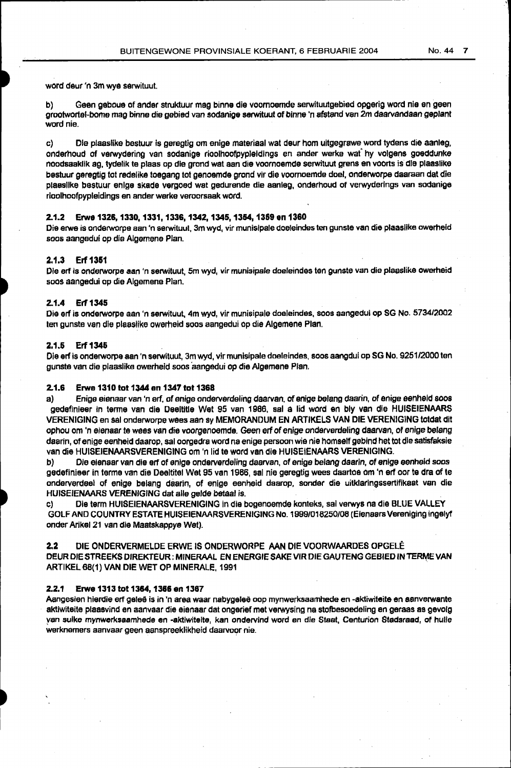word deur 'n 3m wye serwituut.

b) Geen geboue of ander struktuur mag binne die voornoemde serwituutgebied opgerig word nie en geen grootwortel-bome mag binne die gebied van sodanige serwituut of binne 'n afstand van 2m daarvandaan geplant word nie.

c) Die plaaslike bestuur is geregtig om enige materiaal wat deur hom uitgegrawe word tydens die aanleg, onderhoud of verwydering van sodanige rioolhoofpypleidings en ander werke wat hy volgens goeddunke noodsaaklik ag, tydelik te plaas op die grond wat aan die voornoemde serwituut grens en voorts is die plaaslike bestuur geregtig tot redelike toegang tot genoemde grond vir die voornoemde doel, onderworpe daaraan dat die plaaslike bestuur enige skade vergoed wat gedurende die aanleg, onderhoud of verwyderings van sodanige rioolhoofpypleidings en ander werke veroorsaak word.

### 2.1.2 Erwe 1326, 1330, 1331, 1336, 1342, 1345, 1354, 1359 en 1360

Die erwe is onderworpe aan 'n serwituut, 3m wyd, vir munisipale doeleindes ten gunste van die plaaslike owerheid soos aangedui op die Algemene Plan.

### 2.1.3 Erf 1351

Die erf is onderworpe aan 'n serwituut, 5m wyd, vir munisipale doeleindes ten gunste van die plaaslike owerheid soos aangedui op die Algemene Plan.

### 2.1.4 Erf 1345

Die erf is onderworpe aan 'n serwituut, 4m wyd, vir munisipale doeleindes, soos aangedui op SG No. 5734/2002 ten gunste van die plaaslike owerheid soos aangedui op die Algemene Plan.

### 2.1.5 Erf 1345

Die erf is onderworpe aan 'n serwituut, 3m wyd, vir munisipale doeleindes, soos aangdui op SG No. 9251/2000 ten gunste van die plaaslike owerheid soos aangedui op die Algemene Plan.

### 2.1.6 Erwe 1310 tot 1344 en 1347 tot 1368

a) Enige eienaar van 'n erf, of enige onderverdeling daarvan, of enige belang daarin, of enige eenheid soos gedefinieer in terme van die Deeltitle Wet 95 van 1986, sal a lid word en bly van die HUISEIENAARS VERENIGING en sal onderworpe wees aan sy MEMORANDUM EN ARTIKELS VAN DIE VERENIGING totdat dit ophou om 'n eienaar te wees van die voorgenoemde. Geen erf of enige onderverdeling daarvan, of enige belang daarin, of enige eenheid daarop, sal oorgedra word na enige persoon wie nie homself gebind het tot die satisfaksie van die HUISEIENAARSVERENIGING om 'n lid te word van die HUISEIENAARS VERENIGING.

b) Die eienaar van die erf of enige onderverdeling daarvan, of enige belang daarin, of enige eenheid soos gedefinieer in terme van die Deeltitel Wet 95 van 1986, sal nie geregtig wees daartoe om 'n erf oor te dra of te onderverdeel of enige belang daarin, of enige eenheid daarop, sonder die uitklaringssertifikaat van die HUISEIENAARS VERENIGING dat alle gelde betaal is.

c) Die term HUISEIENAARSVERENIGING in die bogenoemde konteks, sal verwys na die BLUE VALLEY GOLF AND COUNTRY ESTATE HUISEIENAARSVERENIGING No. 1999/018250/08 (Eienaars Vereniging ingelyf onder Arikel 21 van die Maatskappye Wet).

## 2.2 DIE ONDERVERMELDE ERWE IS ONDERWORPE AAN DIE VOORWAARDES OPGELÊ DEUR DIE STREEKS DIREKTEUR: MINERAAL EN ENERGIE SAKE VIR DIE GAUTENG GEBIED IN TERME VAN ARTIKEL 68(1) VAN DIE WET OP MINERALE, 1991

### 2.2.1 Erwe 1313 tot 1364, 1366 en 1367

Aangesien hierdie erf geleë is in 'n area waar nabygeleë oop mynwerksaamhede en -aktiwiteite en aanverwante aktiwiteite plaasvind en aanvaar die eienaar dat ongerief met verwysing na stofbesoedeling en geraas as gevolg van sulke mynwerksaamhede en -aktiwiteite, kan ondervind word en die Staat, Centurion Stadsraad, of hulle werknemers aanvaar geen aanspreeklikheid daarvoor nie.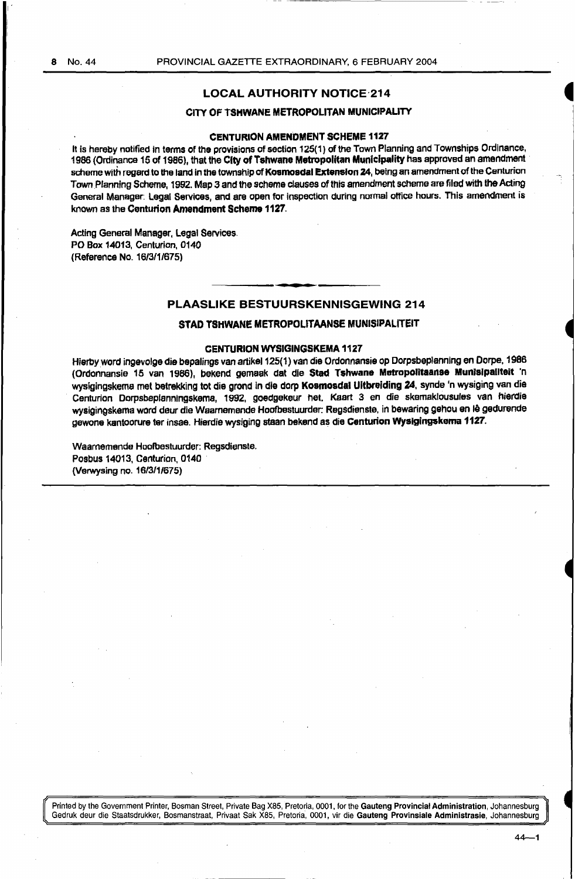## LOCAL AUTHORITY NOTICE 214

### CITY OF TSHWANE METROPOLITAN MUNICIPALITY

#### CENTURION AMENDMENT SCHEME 1127

It is hereby notified in terms of the provisions of section 125(1) of the Town Planning and Townships Ordinance, 1986 (Ordinance 15 of 1986), that the **City of Tshwane Metropolitan Municipality** has approved an amendment scheme with regard to the land in the township of **Kosmosdal Extension 24**, being an amendment of the Centurion Town Planning Scheme, 1992. Map 3 and the scheme clauses of this amendment scheme are filed with the Acting General Manager: Legal Services, and are open for inspection during normal office hours. This amendment is known as the **Centurion Amendment Scheme 1127**.

Acting General Manager, Legal Services.
PO Box 14013, Centurion, 0140
(Reference No. 16/3/1/675)

---

## PLAASLIKE BESTUURSKENNISGEWING 214

### STAD TSHWANE METROPOLITAANSE MUNISIPALITEIT

#### CENTURION WYSIGINGSKEMA 1127

Hierby word ingevolge die bepalings van artikel 125(1) van die Ordonnansie op Dorpsbeplanning en Dorpe, 1986 (Ordonnansie 15 van 1986), bekend gemaak dat die **Stad Tshwane Metropolitaanse Munisipaliteit** 'n wysigingskema met betrekking tot die grond in die dorp **Kosmosdal Uitbreiding 24**, synde 'n wysiging van die Centurion Dorpsbeplanningskema, 1992, goedgekeur het. Kaart 3 en die skemaklousules van hierdie wysigingskema word deur die Waarnemende Hoofbestuurder: Regsdienste, in bewaring gehou en lê gedurende gewone kantoorure ter insae. Hierdie wysiging staan bekend as die **Centurion Wysigingskema 1127**.

Waarnemende Hoofbestuurder: Regsdienste.
Posbus 14013, Centurion, 0140
(Verwysing no. 16/3/1/675)

---

Printed by the Government Printer, Bosman Street, Private Bag X85, Pretoria, 0001, for the **Gauteng Provincial Administration**, Johannesburg
Gedruk deur die Staatsdrukker, Bosmanstraat, Privaat Sak X85, Pretoria, 0001, vir die **Gauteng Provinsiale Administrasie**, Johannesburg

44—1